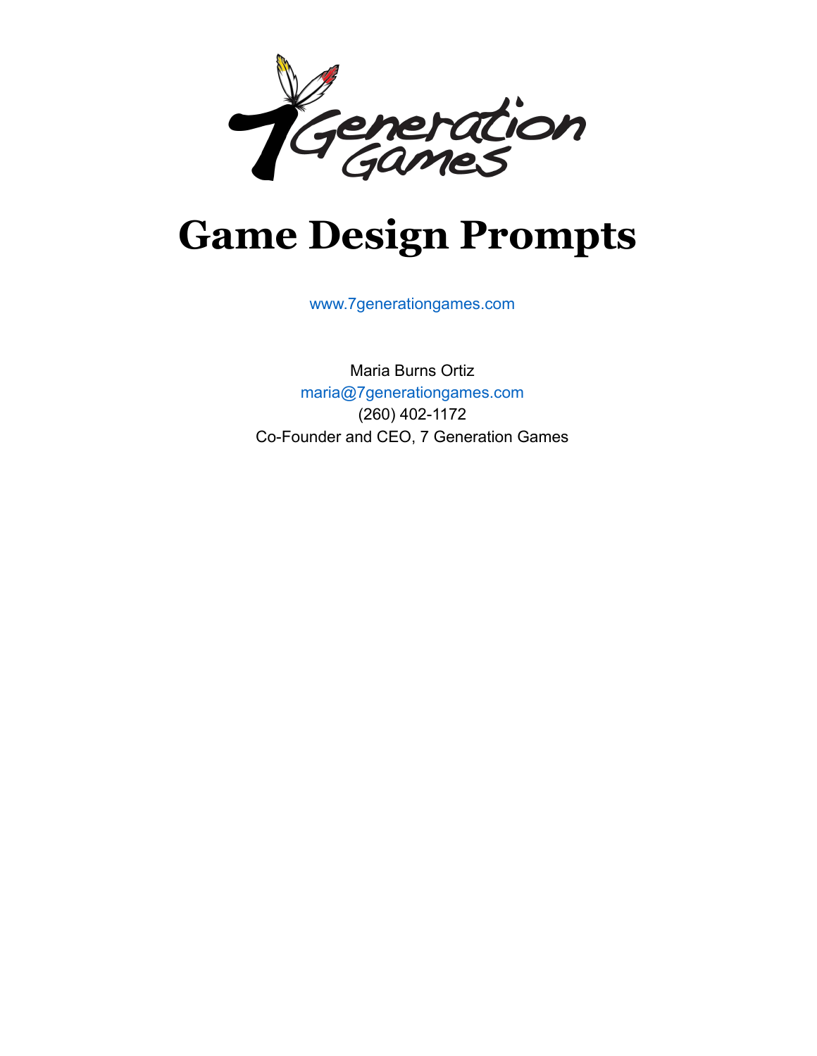7 Generation Games

# Game Design Prompts

www.7generationgames.com

Maria Burns Ortiz
maria@7generationgames.com
(260) 402-1172
Co-Founder and CEO, 7 Generation Games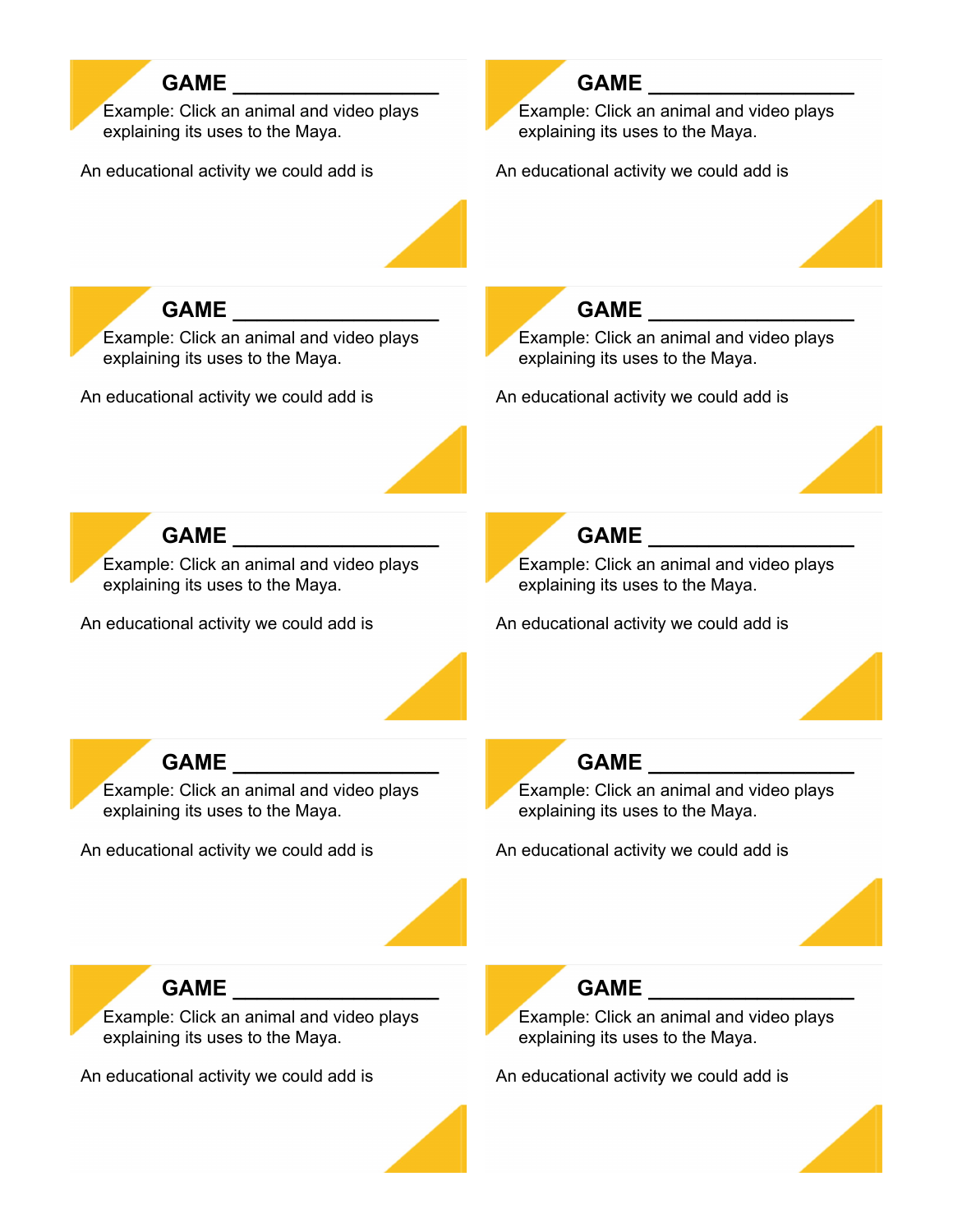**GAME __________________**

Example: Click an animal and video plays explaining its uses to the Maya.

An educational activity we could add is

**GAME __________________**

Example: Click an animal and video plays explaining its uses to the Maya.

An educational activity we could add is

**GAME __________________**

Example: Click an animal and video plays explaining its uses to the Maya.

An educational activity we could add is

**GAME __________________**

Example: Click an animal and video plays explaining its uses to the Maya.

An educational activity we could add is

**GAME __________________**

Example: Click an animal and video plays explaining its uses to the Maya.

An educational activity we could add is

**GAME __________________**

Example: Click an animal and video plays explaining its uses to the Maya.

An educational activity we could add is

**GAME __________________**

Example: Click an animal and video plays explaining its uses to the Maya.

An educational activity we could add is

**GAME __________________**

Example: Click an animal and video plays explaining its uses to the Maya.

An educational activity we could add is

**GAME __________________**

Example: Click an animal and video plays explaining its uses to the Maya.

An educational activity we could add is

**GAME __________________**

Example: Click an animal and video plays explaining its uses to the Maya.

An educational activity we could add is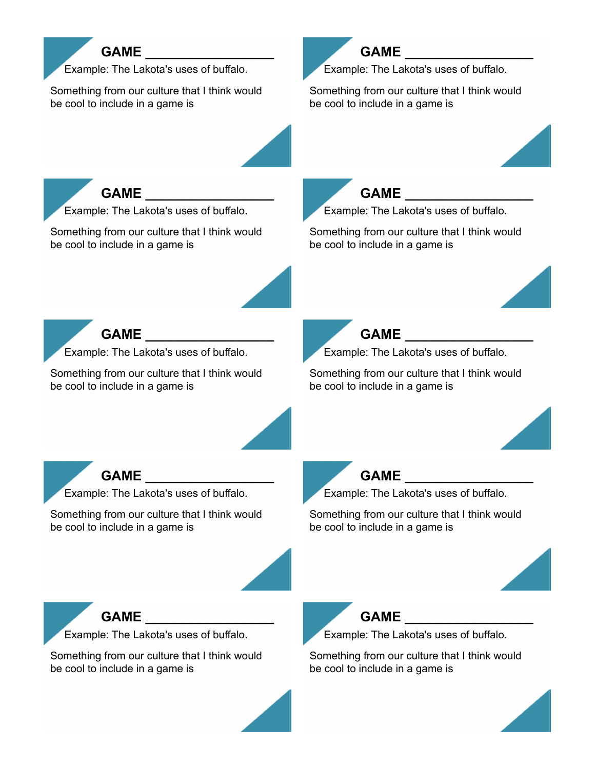**GAME ___________________**

Example: The Lakota's uses of buffalo.

Something from our culture that I think would be cool to include in a game is

**GAME ___________________**

Example: The Lakota's uses of buffalo.

Something from our culture that I think would be cool to include in a game is

**GAME ___________________**

Example: The Lakota's uses of buffalo.

Something from our culture that I think would be cool to include in a game is

**GAME ___________________**

Example: The Lakota's uses of buffalo.

Something from our culture that I think would be cool to include in a game is

**GAME ___________________**

Example: The Lakota's uses of buffalo.

Something from our culture that I think would be cool to include in a game is

**GAME ___________________**

Example: The Lakota's uses of buffalo.

Something from our culture that I think would be cool to include in a game is

**GAME ___________________**

Example: The Lakota's uses of buffalo.

Something from our culture that I think would be cool to include in a game is

**GAME ___________________**

Example: The Lakota's uses of buffalo.

Something from our culture that I think would be cool to include in a game is

**GAME ___________________**

Example: The Lakota's uses of buffalo.

Something from our culture that I think would be cool to include in a game is

**GAME ___________________**

Example: The Lakota's uses of buffalo.

Something from our culture that I think would be cool to include in a game is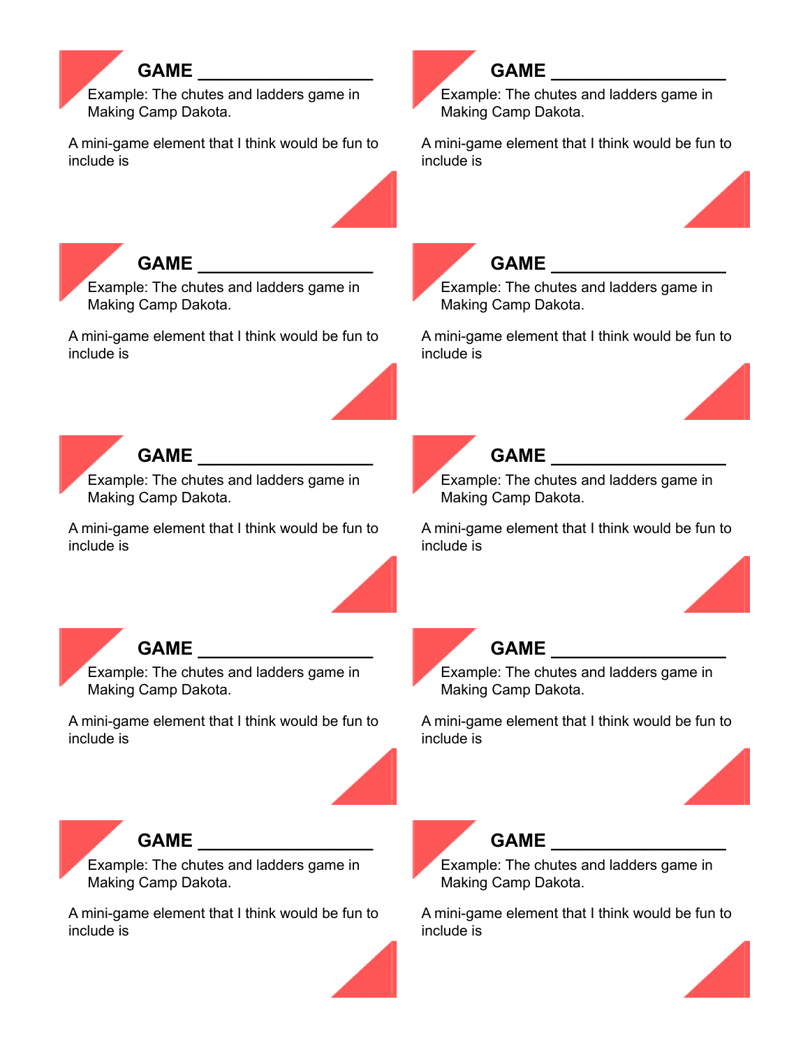**GAME ___________________**

Example: The chutes and ladders game in Making Camp Dakota.

A mini-game element that I think would be fun to include is

**GAME ___________________**

Example: The chutes and ladders game in Making Camp Dakota.

A mini-game element that I think would be fun to include is

**GAME ___________________**

Example: The chutes and ladders game in Making Camp Dakota.

A mini-game element that I think would be fun to include is

**GAME ___________________**

Example: The chutes and ladders game in Making Camp Dakota.

A mini-game element that I think would be fun to include is

**GAME ___________________**

Example: The chutes and ladders game in Making Camp Dakota.

A mini-game element that I think would be fun to include is

**GAME ___________________**

Example: The chutes and ladders game in Making Camp Dakota.

A mini-game element that I think would be fun to include is

**GAME ___________________**

Example: The chutes and ladders game in Making Camp Dakota.

A mini-game element that I think would be fun to include is

**GAME ___________________**

Example: The chutes and ladders game in Making Camp Dakota.

A mini-game element that I think would be fun to include is

**GAME ___________________**

Example: The chutes and ladders game in Making Camp Dakota.

A mini-game element that I think would be fun to include is

**GAME ___________________**

Example: The chutes and ladders game in Making Camp Dakota.

A mini-game element that I think would be fun to include is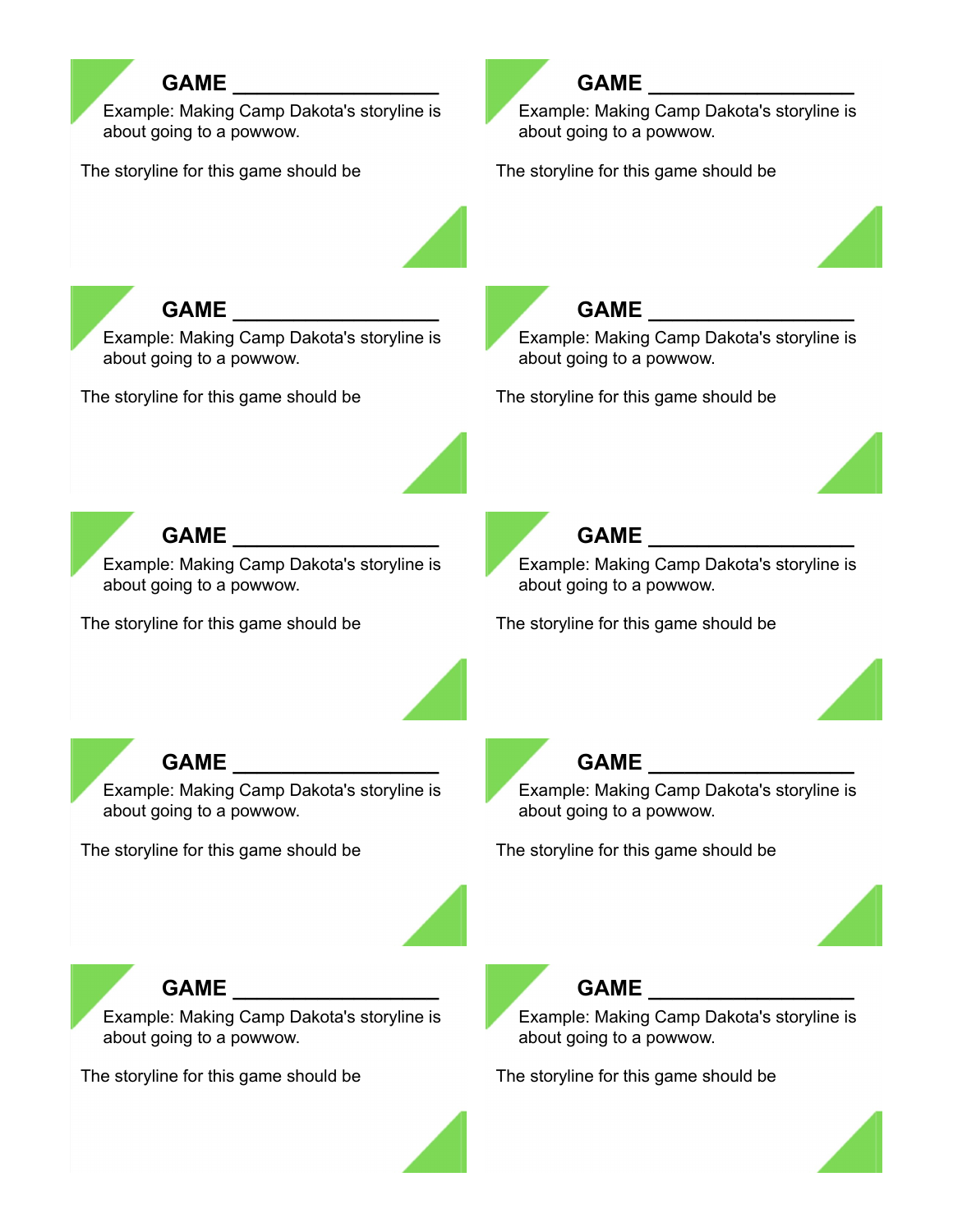**GAME ___________________**

Example: Making Camp Dakota's storyline is about going to a powwow.

The storyline for this game should be

**GAME ___________________**

Example: Making Camp Dakota's storyline is about going to a powwow.

The storyline for this game should be

**GAME ___________________**

Example: Making Camp Dakota's storyline is about going to a powwow.

The storyline for this game should be

**GAME ___________________**

Example: Making Camp Dakota's storyline is about going to a powwow.

The storyline for this game should be

**GAME ___________________**

Example: Making Camp Dakota's storyline is about going to a powwow.

The storyline for this game should be

**GAME ___________________**

Example: Making Camp Dakota's storyline is about going to a powwow.

The storyline for this game should be

**GAME ___________________**

Example: Making Camp Dakota's storyline is about going to a powwow.

The storyline for this game should be

**GAME ___________________**

Example: Making Camp Dakota's storyline is about going to a powwow.

The storyline for this game should be

**GAME ___________________**

Example: Making Camp Dakota's storyline is about going to a powwow.

The storyline for this game should be

**GAME ___________________**

Example: Making Camp Dakota's storyline is about going to a powwow.

The storyline for this game should be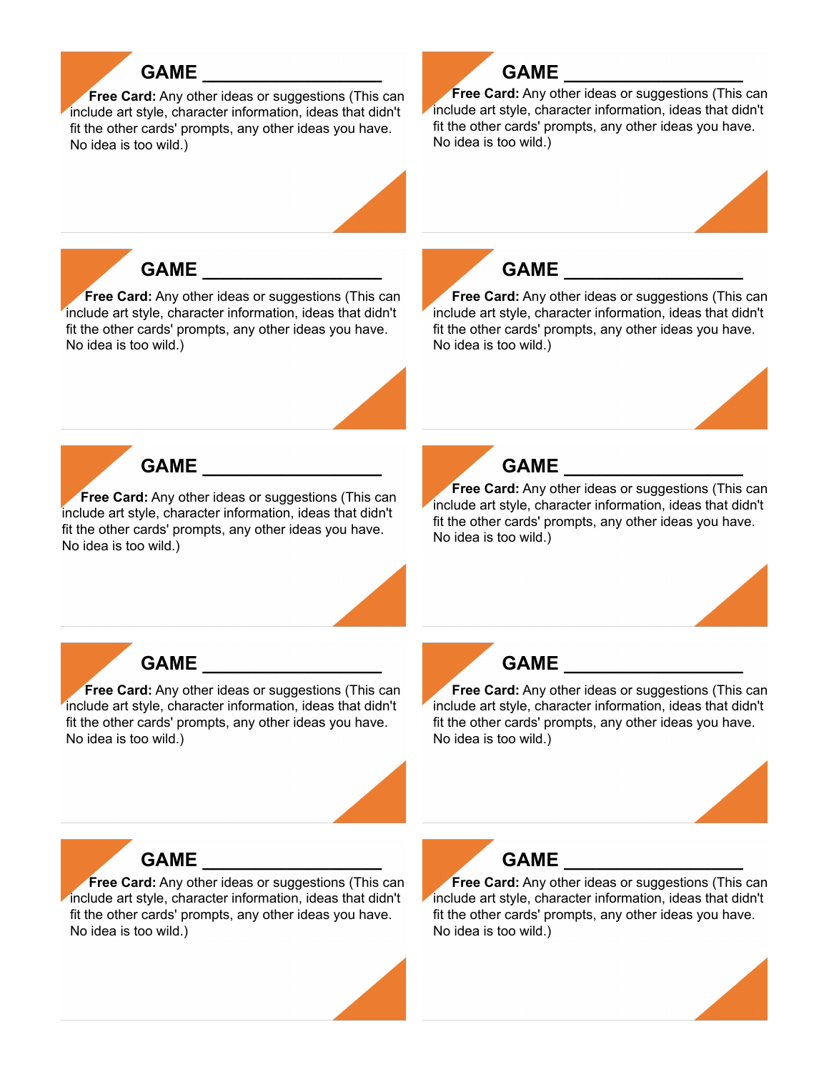## GAME ________________

**Free Card:** Any other ideas or suggestions (This can include art style, character information, ideas that didn't fit the other cards' prompts, any other ideas you have. No idea is too wild.)

## GAME ________________

**Free Card:** Any other ideas or suggestions (This can include art style, character information, ideas that didn't fit the other cards' prompts, any other ideas you have. No idea is too wild.)

## GAME ________________

**Free Card:** Any other ideas or suggestions (This can include art style, character information, ideas that didn't fit the other cards' prompts, any other ideas you have. No idea is too wild.)

## GAME ________________

**Free Card:** Any other ideas or suggestions (This can include art style, character information, ideas that didn't fit the other cards' prompts, any other ideas you have. No idea is too wild.)

## GAME ________________

**Free Card:** Any other ideas or suggestions (This can include art style, character information, ideas that didn't fit the other cards' prompts, any other ideas you have. No idea is too wild.)

## GAME ________________

**Free Card:** Any other ideas or suggestions (This can include art style, character information, ideas that didn't fit the other cards' prompts, any other ideas you have. No idea is too wild.)

## GAME ________________

**Free Card:** Any other ideas or suggestions (This can include art style, character information, ideas that didn't fit the other cards' prompts, any other ideas you have. No idea is too wild.)

## GAME ________________

**Free Card:** Any other ideas or suggestions (This can include art style, character information, ideas that didn't fit the other cards' prompts, any other ideas you have. No idea is too wild.)

## GAME ________________

**Free Card:** Any other ideas or suggestions (This can include art style, character information, ideas that didn't fit the other cards' prompts, any other ideas you have. No idea is too wild.)

## GAME ________________

**Free Card:** Any other ideas or suggestions (This can include art style, character information, ideas that didn't fit the other cards' prompts, any other ideas you have. No idea is too wild.)